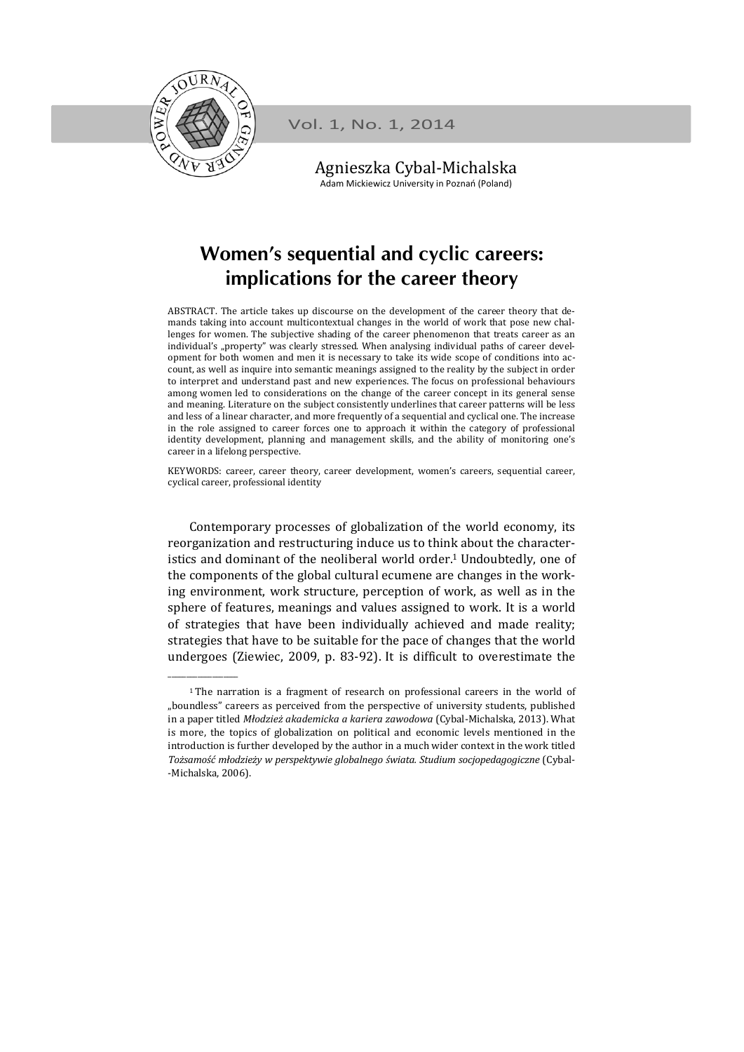Agnieszka Cybal-Michalska
Adam Mickiewicz University in Poznań (Poland)

# Women's sequential and cyclic careers: implications for the career theory

ABSTRACT. The article takes up discourse on the development of the career theory that demands taking into account multicontextual changes in the world of work that pose new challenges for women. The subjective shading of the career phenomenon that treats career as an individual's „property" was clearly stressed. When analysing individual paths of career development for both women and men it is necessary to take its wide scope of conditions into account, as well as inquire into semantic meanings assigned to the reality by the subject in order to interpret and understand past and new experiences. The focus on professional behaviours among women led to considerations on the change of the career concept in its general sense and meaning. Literature on the subject consistently underlines that career patterns will be less and less of a linear character, and more frequently of a sequential and cyclical one. The increase in the role assigned to career forces one to approach it within the category of professional identity development, planning and management skills, and the ability of monitoring one's career in a lifelong perspective.

KEYWORDS: career, career theory, career development, women's careers, sequential career, cyclical career, professional identity

Contemporary processes of globalization of the world economy, its reorganization and restructuring induce us to think about the characteristics and dominant of the neoliberal world order.[1] Undoubtedly, one of the components of the global cultural ecumene are changes in the working environment, work structure, perception of work, as well as in the sphere of features, meanings and values assigned to work. It is a world of strategies that have been individually achieved and made reality; strategies that have to be suitable for the pace of changes that the world undergoes (Ziewiec, 2009, p. 83-92). It is difficult to overestimate the

---

[1] The narration is a fragment of research on professional careers in the world of „boundless" careers as perceived from the perspective of university students, published in a paper titled *Młodzież akademicka a kariera zawodowa* (Cybal-Michalska, 2013). What is more, the topics of globalization on political and economic levels mentioned in the introduction is further developed by the author in a much wider context in the work titled *Tożsamość młodzieży w perspektywie globalnego świata. Studium socjopedagogiczne* (Cybal-Michalska, 2006).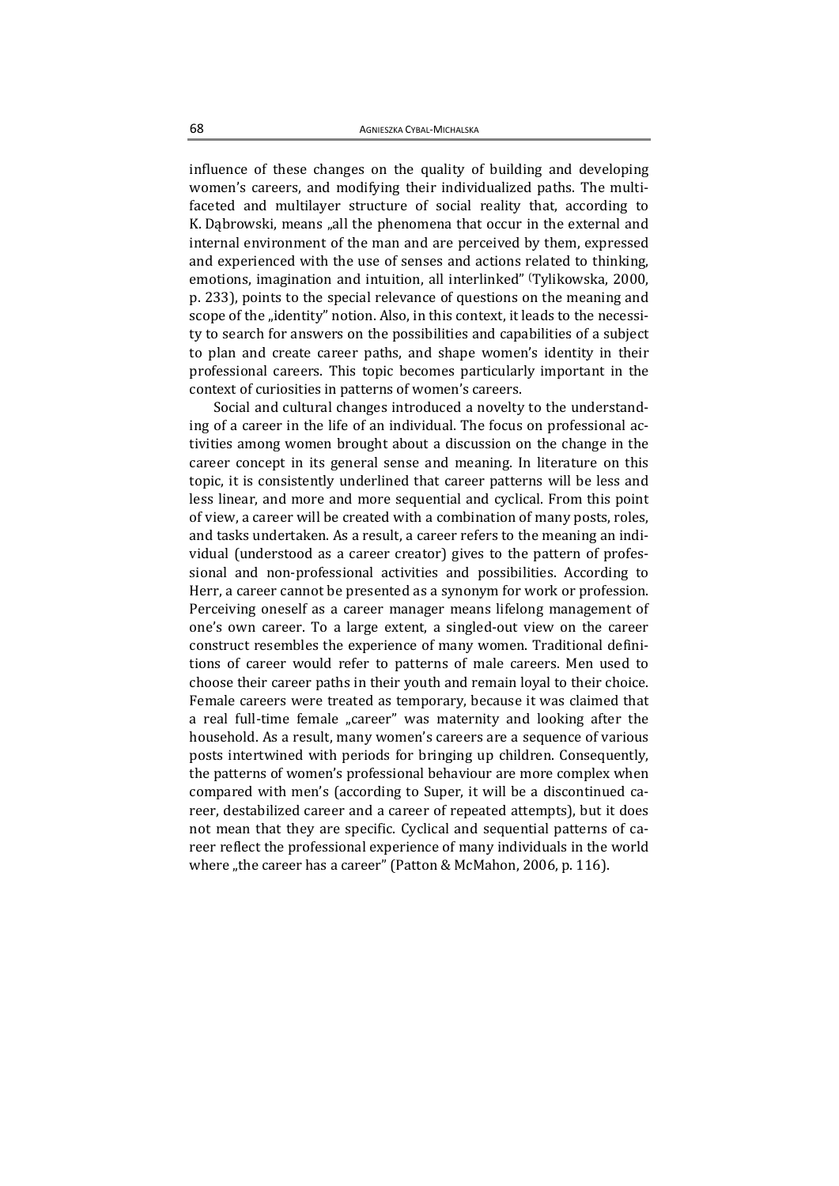influence of these changes on the quality of building and developing women's careers, and modifying their individualized paths. The multifaceted and multilayer structure of social reality that, according to K. Dąbrowski, means „all the phenomena that occur in the external and internal environment of the man and are perceived by them, expressed and experienced with the use of senses and actions related to thinking, emotions, imagination and intuition, all interlinked" (Tylikowska, 2000, p. 233), points to the special relevance of questions on the meaning and scope of the „identity" notion. Also, in this context, it leads to the necessity to search for answers on the possibilities and capabilities of a subject to plan and create career paths, and shape women's identity in their professional careers. This topic becomes particularly important in the context of curiosities in patterns of women's careers.

Social and cultural changes introduced a novelty to the understanding of a career in the life of an individual. The focus on professional activities among women brought about a discussion on the change in the career concept in its general sense and meaning. In literature on this topic, it is consistently underlined that career patterns will be less and less linear, and more and more sequential and cyclical. From this point of view, a career will be created with a combination of many posts, roles, and tasks undertaken. As a result, a career refers to the meaning an individual (understood as a career creator) gives to the pattern of professional and non-professional activities and possibilities. According to Herr, a career cannot be presented as a synonym for work or profession. Perceiving oneself as a career manager means lifelong management of one's own career. To a large extent, a singled-out view on the career construct resembles the experience of many women. Traditional definitions of career would refer to patterns of male careers. Men used to choose their career paths in their youth and remain loyal to their choice. Female careers were treated as temporary, because it was claimed that a real full-time female „career" was maternity and looking after the household. As a result, many women's careers are a sequence of various posts intertwined with periods for bringing up children. Consequently, the patterns of women's professional behaviour are more complex when compared with men's (according to Super, it will be a discontinued career, destabilized career and a career of repeated attempts), but it does not mean that they are specific. Cyclical and sequential patterns of career reflect the professional experience of many individuals in the world where „the career has a career" (Patton & McMahon, 2006, p. 116).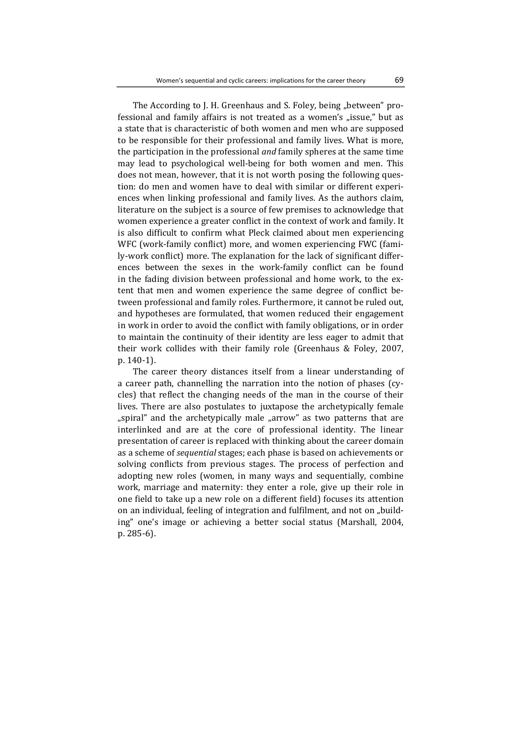The According to J. H. Greenhaus and S. Foley, being „between" professional and family affairs is not treated as a women's „issue," but as a state that is characteristic of both women and men who are supposed to be responsible for their professional and family lives. What is more, the participation in the professional *and* family spheres at the same time may lead to psychological well-being for both women and men. This does not mean, however, that it is not worth posing the following question: do men and women have to deal with similar or different experiences when linking professional and family lives. As the authors claim, literature on the subject is a source of few premises to acknowledge that women experience a greater conflict in the context of work and family. It is also difficult to confirm what Pleck claimed about men experiencing WFC (work-family conflict) more, and women experiencing FWC (family-work conflict) more. The explanation for the lack of significant differences between the sexes in the work-family conflict can be found in the fading division between professional and home work, to the extent that men and women experience the same degree of conflict between professional and family roles. Furthermore, it cannot be ruled out, and hypotheses are formulated, that women reduced their engagement in work in order to avoid the conflict with family obligations, or in order to maintain the continuity of their identity are less eager to admit that their work collides with their family role (Greenhaus & Foley, 2007, p. 140-1).

The career theory distances itself from a linear understanding of a career path, channelling the narration into the notion of phases (cycles) that reflect the changing needs of the man in the course of their lives. There are also postulates to juxtapose the archetypically female „spiral" and the archetypically male „arrow" as two patterns that are interlinked and are at the core of professional identity. The linear presentation of career is replaced with thinking about the career domain as a scheme of *sequential* stages; each phase is based on achievements or solving conflicts from previous stages. The process of perfection and adopting new roles (women, in many ways and sequentially, combine work, marriage and maternity: they enter a role, give up their role in one field to take up a new role on a different field) focuses its attention on an individual, feeling of integration and fulfilment, and not on „building" one's image or achieving a better social status (Marshall, 2004, p. 285-6).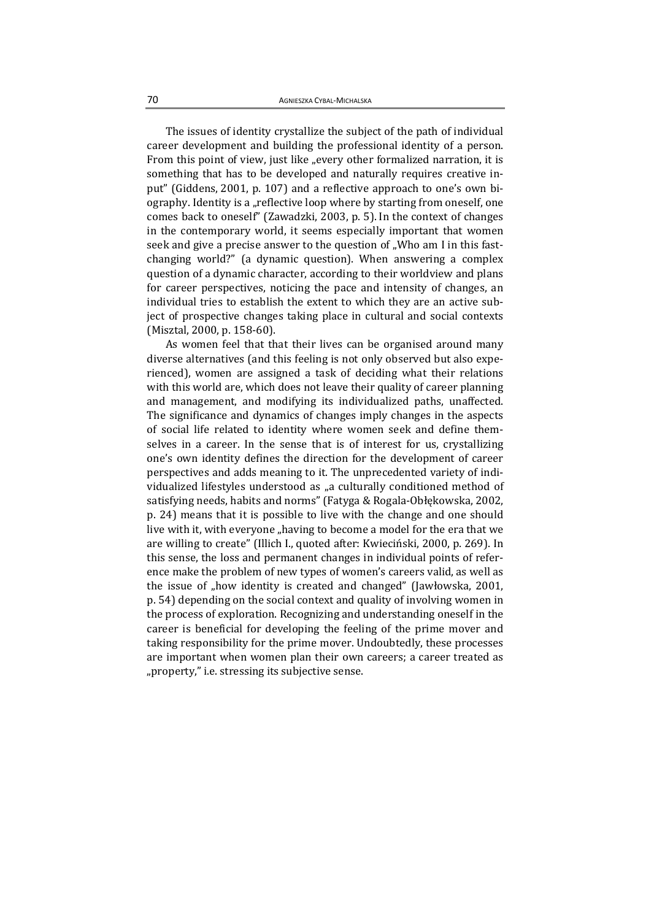The issues of identity crystallize the subject of the path of individual career development and building the professional identity of a person. From this point of view, just like „every other formalized narration, it is something that has to be developed and naturally requires creative input" (Giddens, 2001, p. 107) and a reflective approach to one's own biography. Identity is a „reflective loop where by starting from oneself, one comes back to oneself" (Zawadzki, 2003, p. 5). In the context of changes in the contemporary world, it seems especially important that women seek and give a precise answer to the question of „Who am I in this fast-changing world?" (a dynamic question). When answering a complex question of a dynamic character, according to their worldview and plans for career perspectives, noticing the pace and intensity of changes, an individual tries to establish the extent to which they are an active subject of prospective changes taking place in cultural and social contexts (Misztal, 2000, p. 158-60).

As women feel that that their lives can be organised around many diverse alternatives (and this feeling is not only observed but also experienced), women are assigned a task of deciding what their relations with this world are, which does not leave their quality of career planning and management, and modifying its individualized paths, unaffected. The significance and dynamics of changes imply changes in the aspects of social life related to identity where women seek and define themselves in a career. In the sense that is of interest for us, crystallizing one's own identity defines the direction for the development of career perspectives and adds meaning to it. The unprecedented variety of individualized lifestyles understood as „a culturally conditioned method of satisfying needs, habits and norms" (Fatyga & Rogala-Obłękowska, 2002, p. 24) means that it is possible to live with the change and one should live with it, with everyone „having to become a model for the era that we are willing to create" (Illich I., quoted after: Kwieciński, 2000, p. 269). In this sense, the loss and permanent changes in individual points of reference make the problem of new types of women's careers valid, as well as the issue of „how identity is created and changed" (Jawłowska, 2001, p. 54) depending on the social context and quality of involving women in the process of exploration. Recognizing and understanding oneself in the career is beneficial for developing the feeling of the prime mover and taking responsibility for the prime mover. Undoubtedly, these processes are important when women plan their own careers; a career treated as „property," i.e. stressing its subjective sense.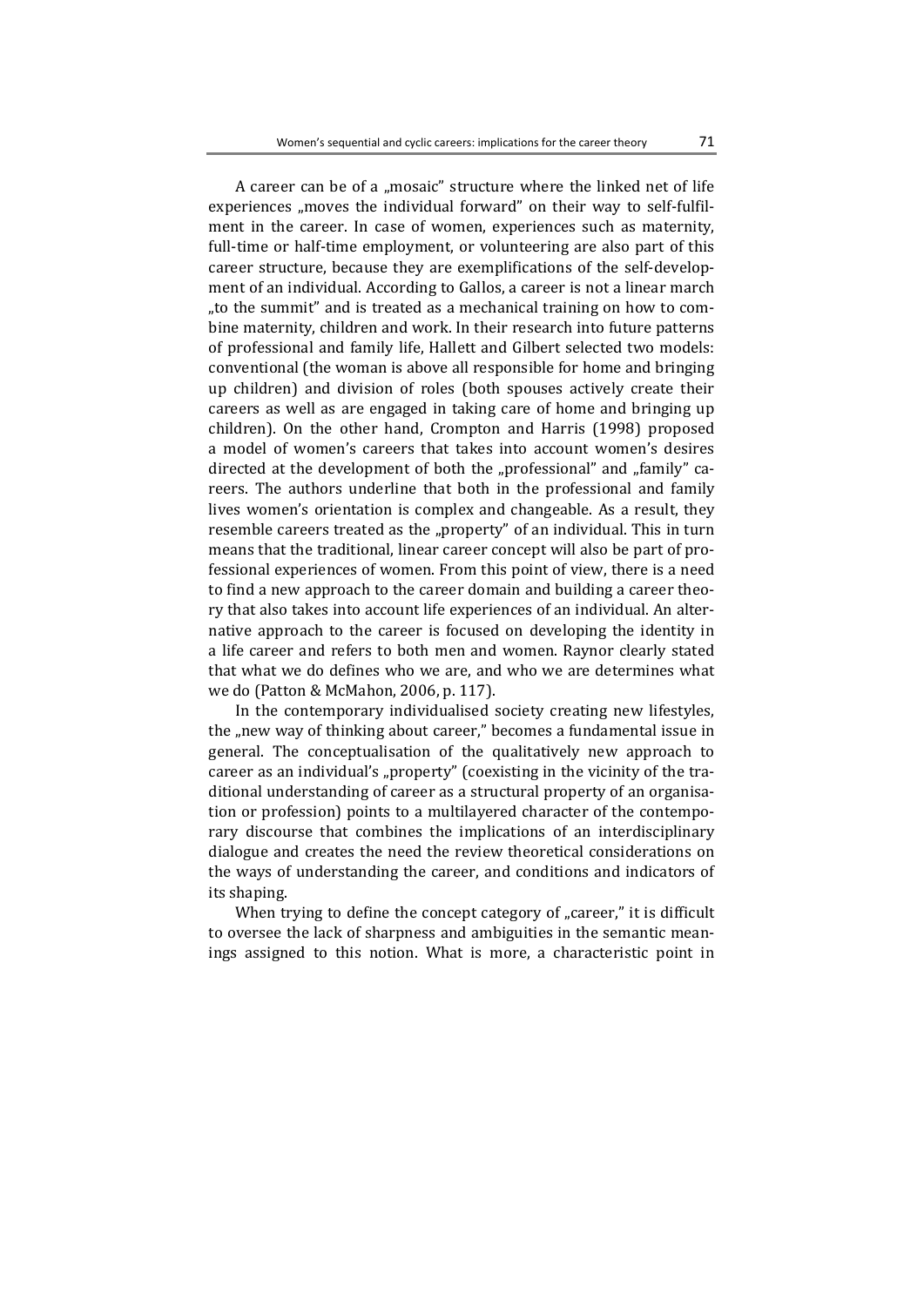A career can be of a „mosaic" structure where the linked net of life experiences „moves the individual forward" on their way to self-fulfilment in the career. In case of women, experiences such as maternity, full-time or half-time employment, or volunteering are also part of this career structure, because they are exemplifications of the self-development of an individual. According to Gallos, a career is not a linear march „to the summit" and is treated as a mechanical training on how to combine maternity, children and work. In their research into future patterns of professional and family life, Hallett and Gilbert selected two models: conventional (the woman is above all responsible for home and bringing up children) and division of roles (both spouses actively create their careers as well as are engaged in taking care of home and bringing up children). On the other hand, Crompton and Harris (1998) proposed a model of women's careers that takes into account women's desires directed at the development of both the „professional" and „family" careers. The authors underline that both in the professional and family lives women's orientation is complex and changeable. As a result, they resemble careers treated as the „property" of an individual. This in turn means that the traditional, linear career concept will also be part of professional experiences of women. From this point of view, there is a need to find a new approach to the career domain and building a career theory that also takes into account life experiences of an individual. An alternative approach to the career is focused on developing the identity in a life career and refers to both men and women. Raynor clearly stated that what we do defines who we are, and who we are determines what we do (Patton & McMahon, 2006, p. 117).

In the contemporary individualised society creating new lifestyles, the „new way of thinking about career," becomes a fundamental issue in general. The conceptualisation of the qualitatively new approach to career as an individual's „property" (coexisting in the vicinity of the traditional understanding of career as a structural property of an organisation or profession) points to a multilayered character of the contemporary discourse that combines the implications of an interdisciplinary dialogue and creates the need the review theoretical considerations on the ways of understanding the career, and conditions and indicators of its shaping.

When trying to define the concept category of „career," it is difficult to oversee the lack of sharpness and ambiguities in the semantic meanings assigned to this notion. What is more, a characteristic point in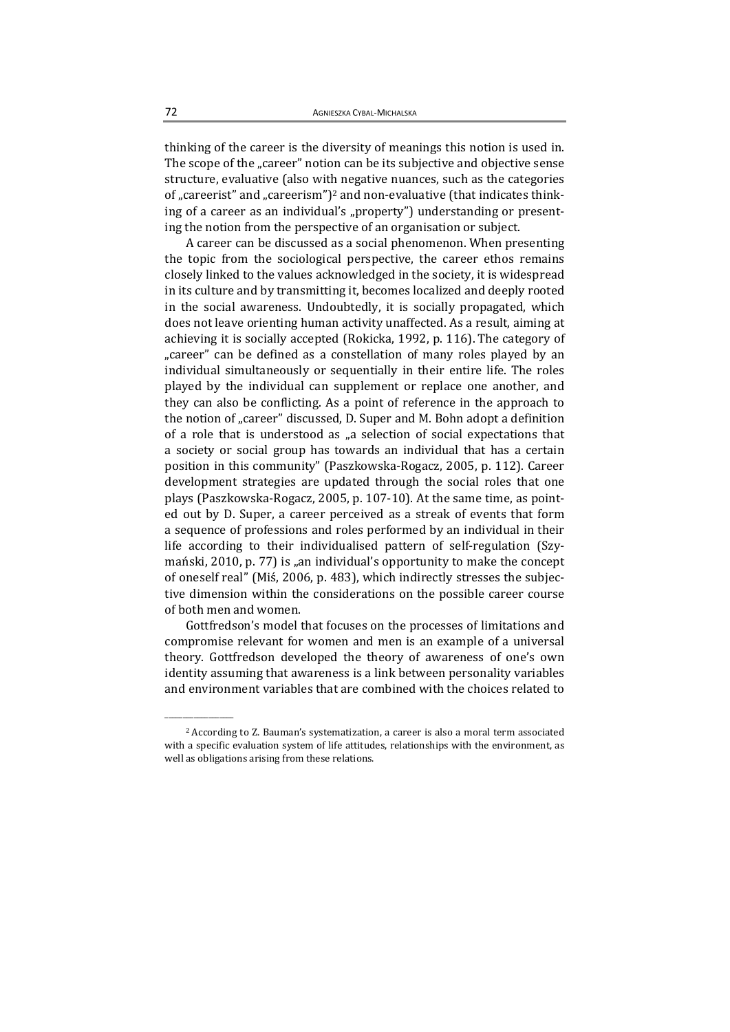thinking of the career is the diversity of meanings this notion is used in. The scope of the „career" notion can be its subjective and objective sense structure, evaluative (also with negative nuances, such as the categories of „careerist" and „careerism")[2] and non-evaluative (that indicates thinking of a career as an individual's „property") understanding or presenting the notion from the perspective of an organisation or subject.

A career can be discussed as a social phenomenon. When presenting the topic from the sociological perspective, the career ethos remains closely linked to the values acknowledged in the society, it is widespread in its culture and by transmitting it, becomes localized and deeply rooted in the social awareness. Undoubtedly, it is socially propagated, which does not leave orienting human activity unaffected. As a result, aiming at achieving it is socially accepted (Rokicka, 1992, p. 116). The category of „career" can be defined as a constellation of many roles played by an individual simultaneously or sequentially in their entire life. The roles played by the individual can supplement or replace one another, and they can also be conflicting. As a point of reference in the approach to the notion of „career" discussed, D. Super and M. Bohn adopt a definition of a role that is understood as „a selection of social expectations that a society or social group has towards an individual that has a certain position in this community" (Paszkowska-Rogacz, 2005, p. 112). Career development strategies are updated through the social roles that one plays (Paszkowska-Rogacz, 2005, p. 107-10). At the same time, as pointed out by D. Super, a career perceived as a streak of events that form a sequence of professions and roles performed by an individual in their life according to their individualised pattern of self-regulation (Szymański, 2010, p. 77) is „an individual's opportunity to make the concept of oneself real" (Miś, 2006, p. 483), which indirectly stresses the subjective dimension within the considerations on the possible career course of both men and women.

Gottfredson's model that focuses on the processes of limitations and compromise relevant for women and men is an example of a universal theory. Gottfredson developed the theory of awareness of one's own identity assuming that awareness is a link between personality variables and environment variables that are combined with the choices related to

---

[2] According to Z. Bauman's systematization, a career is also a moral term associated with a specific evaluation system of life attitudes, relationships with the environment, as well as obligations arising from these relations.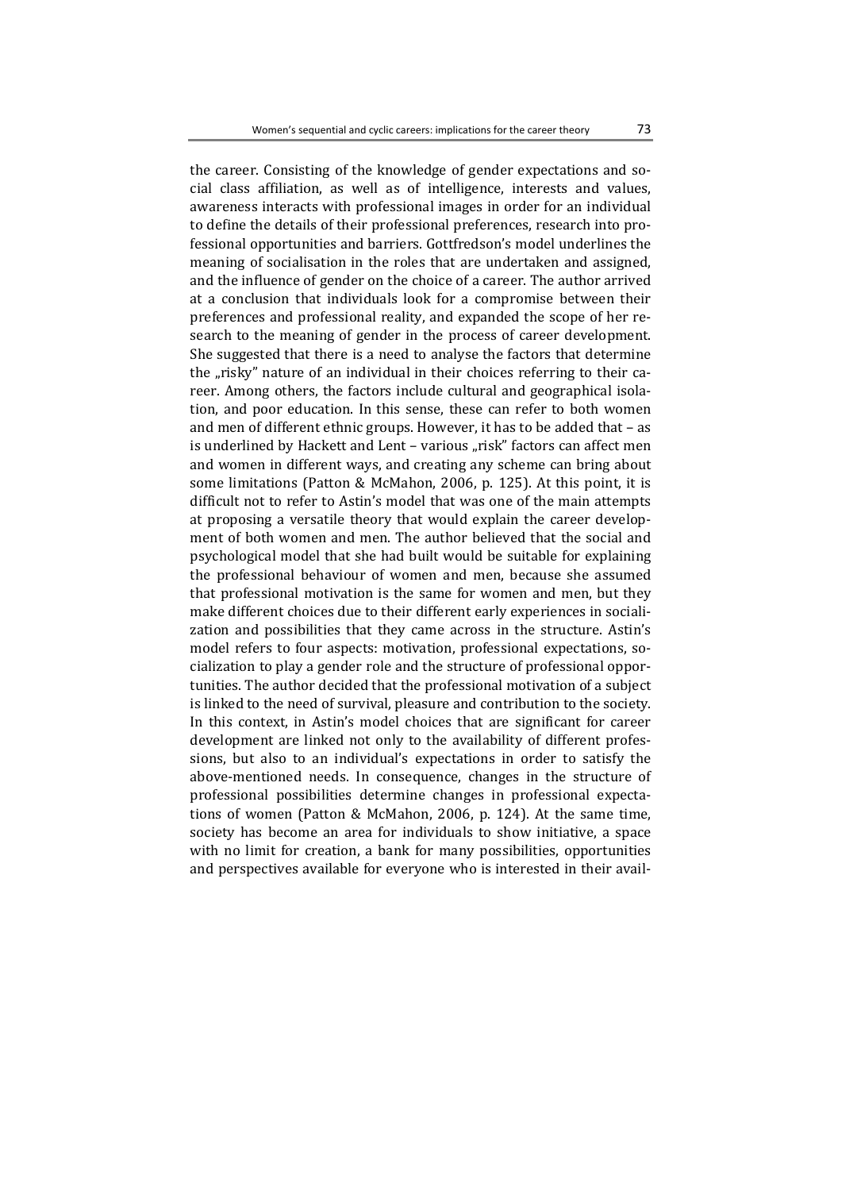the career. Consisting of the knowledge of gender expectations and social class affiliation, as well as of intelligence, interests and values, awareness interacts with professional images in order for an individual to define the details of their professional preferences, research into professional opportunities and barriers. Gottfredson's model underlines the meaning of socialisation in the roles that are undertaken and assigned, and the influence of gender on the choice of a career. The author arrived at a conclusion that individuals look for a compromise between their preferences and professional reality, and expanded the scope of her research to the meaning of gender in the process of career development. She suggested that there is a need to analyse the factors that determine the „risky" nature of an individual in their choices referring to their career. Among others, the factors include cultural and geographical isolation, and poor education. In this sense, these can refer to both women and men of different ethnic groups. However, it has to be added that – as is underlined by Hackett and Lent – various „risk" factors can affect men and women in different ways, and creating any scheme can bring about some limitations (Patton & McMahon, 2006, p. 125). At this point, it is difficult not to refer to Astin's model that was one of the main attempts at proposing a versatile theory that would explain the career development of both women and men. The author believed that the social and psychological model that she had built would be suitable for explaining the professional behaviour of women and men, because she assumed that professional motivation is the same for women and men, but they make different choices due to their different early experiences in socialization and possibilities that they came across in the structure. Astin's model refers to four aspects: motivation, professional expectations, socialization to play a gender role and the structure of professional opportunities. The author decided that the professional motivation of a subject is linked to the need of survival, pleasure and contribution to the society. In this context, in Astin's model choices that are significant for career development are linked not only to the availability of different professions, but also to an individual's expectations in order to satisfy the above-mentioned needs. In consequence, changes in the structure of professional possibilities determine changes in professional expectations of women (Patton & McMahon, 2006, p. 124). At the same time, society has become an area for individuals to show initiative, a space with no limit for creation, a bank for many possibilities, opportunities and perspectives available for everyone who is interested in their avail-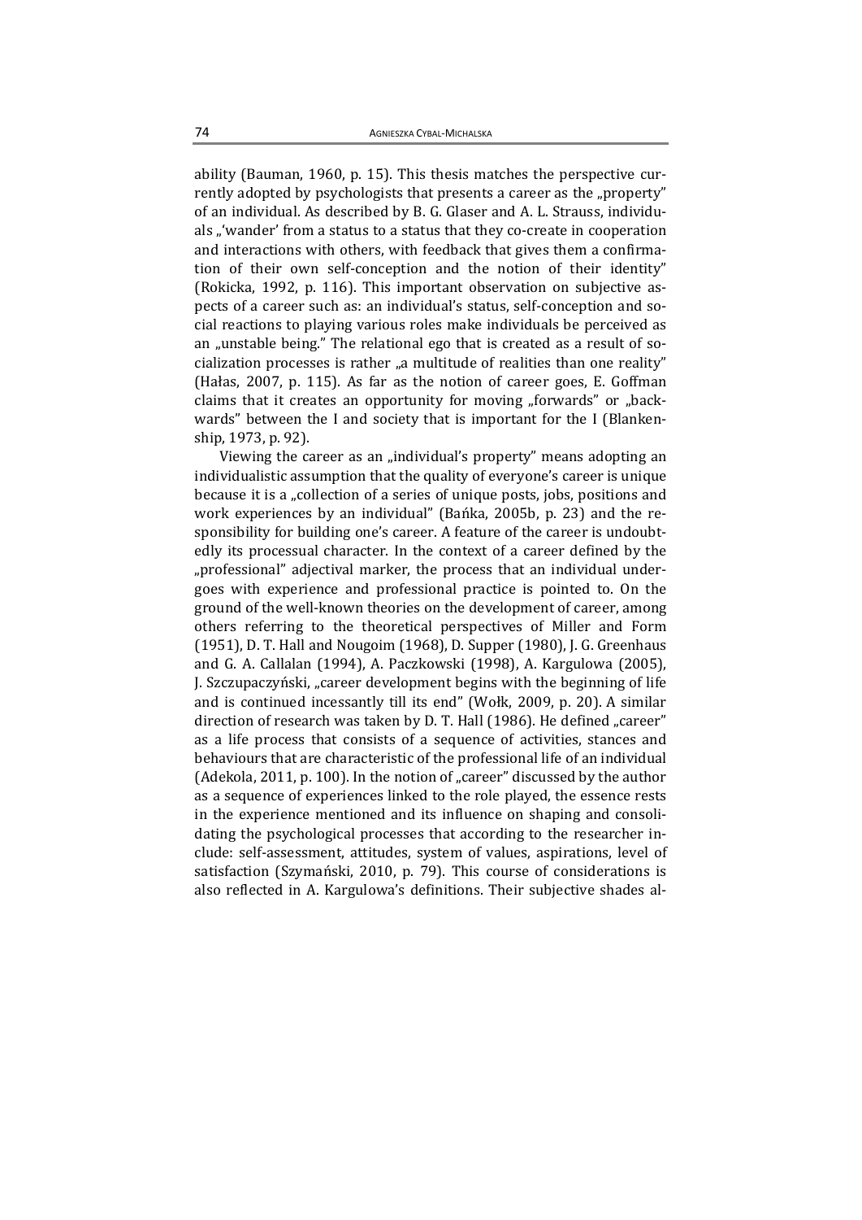ability (Bauman, 1960, p. 15). This thesis matches the perspective currently adopted by psychologists that presents a career as the „property" of an individual. As described by B. G. Glaser and A. L. Strauss, individuals „'wander' from a status to a status that they co-create in cooperation and interactions with others, with feedback that gives them a confirmation of their own self-conception and the notion of their identity" (Rokicka, 1992, p. 116). This important observation on subjective aspects of a career such as: an individual's status, self-conception and social reactions to playing various roles make individuals be perceived as an „unstable being." The relational ego that is created as a result of socialization processes is rather „a multitude of realities than one reality" (Hałas, 2007, p. 115). As far as the notion of career goes, E. Goffman claims that it creates an opportunity for moving „forwards" or „backwards" between the I and society that is important for the I (Blankenship, 1973, p. 92).

Viewing the career as an „individual's property" means adopting an individualistic assumption that the quality of everyone's career is unique because it is a „collection of a series of unique posts, jobs, positions and work experiences by an individual" (Bańka, 2005b, p. 23) and the responsibility for building one's career. A feature of the career is undoubtedly its processual character. In the context of a career defined by the „professional" adjectival marker, the process that an individual undergoes with experience and professional practice is pointed to. On the ground of the well-known theories on the development of career, among others referring to the theoretical perspectives of Miller and Form (1951), D. T. Hall and Nougoim (1968), D. Supper (1980), J. G. Greenhaus and G. A. Callalan (1994), A. Paczkowski (1998), A. Kargulowa (2005), J. Szczupaczyński, „career development begins with the beginning of life and is continued incessantly till its end" (Wołk, 2009, p. 20). A similar direction of research was taken by D. T. Hall (1986). He defined „career" as a life process that consists of a sequence of activities, stances and behaviours that are characteristic of the professional life of an individual (Adekola, 2011, p. 100). In the notion of „career" discussed by the author as a sequence of experiences linked to the role played, the essence rests in the experience mentioned and its influence on shaping and consolidating the psychological processes that according to the researcher include: self-assessment, attitudes, system of values, aspirations, level of satisfaction (Szymański, 2010, p. 79). This course of considerations is also reflected in A. Kargulowa's definitions. Their subjective shades al-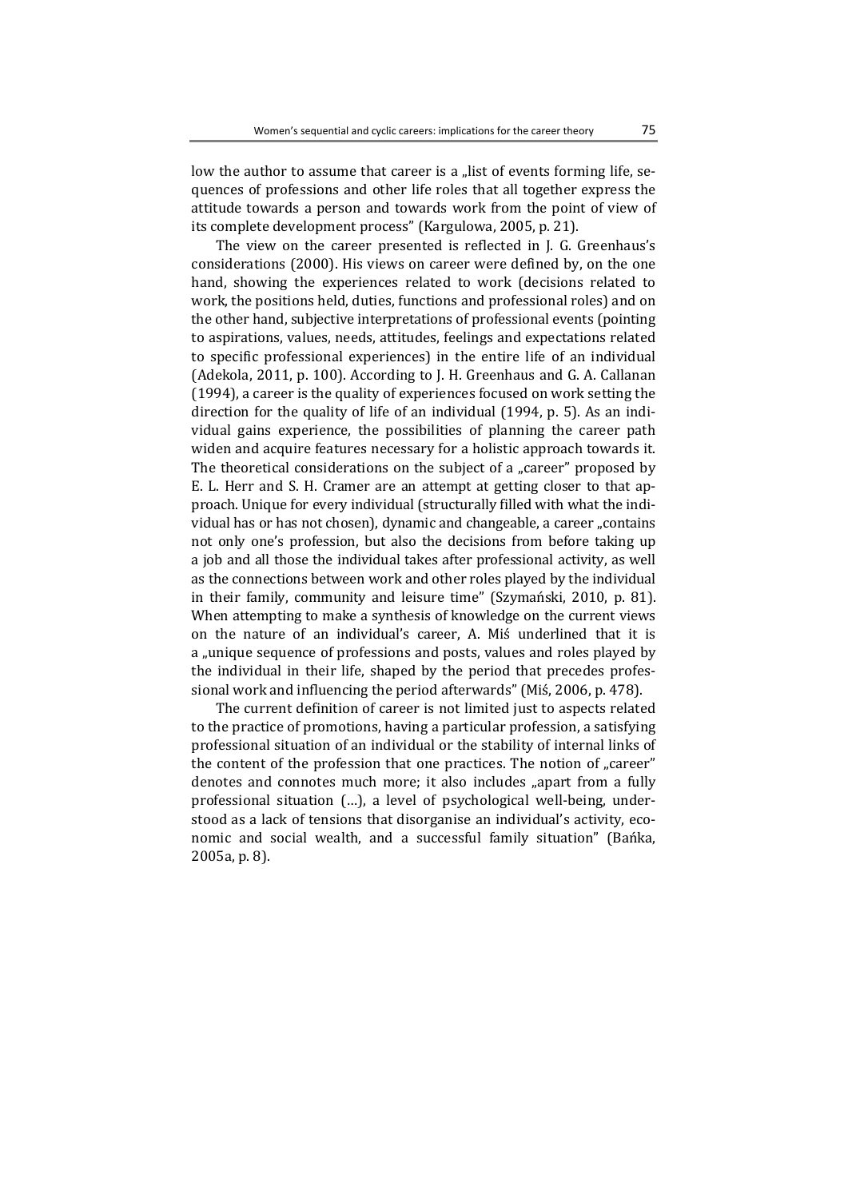low the author to assume that career is a „list of events forming life, sequences of professions and other life roles that all together express the attitude towards a person and towards work from the point of view of its complete development process" (Kargulowa, 2005, p. 21).

The view on the career presented is reflected in J. G. Greenhaus's considerations (2000). His views on career were defined by, on the one hand, showing the experiences related to work (decisions related to work, the positions held, duties, functions and professional roles) and on the other hand, subjective interpretations of professional events (pointing to aspirations, values, needs, attitudes, feelings and expectations related to specific professional experiences) in the entire life of an individual (Adekola, 2011, p. 100). According to J. H. Greenhaus and G. A. Callanan (1994), a career is the quality of experiences focused on work setting the direction for the quality of life of an individual (1994, p. 5). As an individual gains experience, the possibilities of planning the career path widen and acquire features necessary for a holistic approach towards it. The theoretical considerations on the subject of a „career" proposed by E. L. Herr and S. H. Cramer are an attempt at getting closer to that approach. Unique for every individual (structurally filled with what the individual has or has not chosen), dynamic and changeable, a career „contains not only one's profession, but also the decisions from before taking up a job and all those the individual takes after professional activity, as well as the connections between work and other roles played by the individual in their family, community and leisure time" (Szymański, 2010, p. 81). When attempting to make a synthesis of knowledge on the current views on the nature of an individual's career, A. Miś underlined that it is a „unique sequence of professions and posts, values and roles played by the individual in their life, shaped by the period that precedes professional work and influencing the period afterwards" (Miś, 2006, p. 478).

The current definition of career is not limited just to aspects related to the practice of promotions, having a particular profession, a satisfying professional situation of an individual or the stability of internal links of the content of the profession that one practices. The notion of „career" denotes and connotes much more; it also includes „apart from a fully professional situation (…), a level of psychological well-being, understood as a lack of tensions that disorganise an individual's activity, economic and social wealth, and a successful family situation" (Bańka, 2005a, p. 8).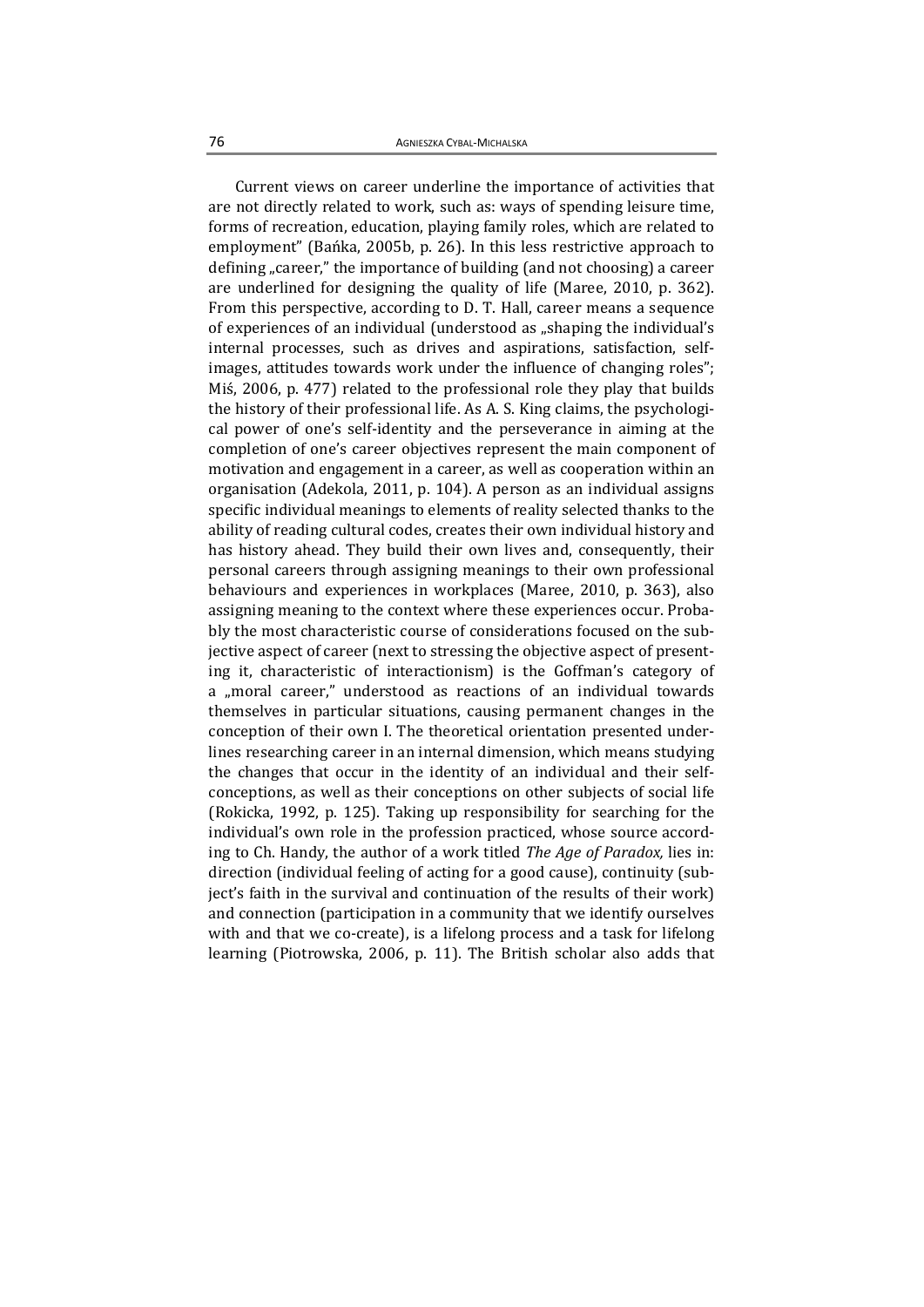Current views on career underline the importance of activities that are not directly related to work, such as: ways of spending leisure time, forms of recreation, education, playing family roles, which are related to employment" (Bańka, 2005b, p. 26). In this less restrictive approach to defining „career," the importance of building (and not choosing) a career are underlined for designing the quality of life (Maree, 2010, p. 362). From this perspective, according to D. T. Hall, career means a sequence of experiences of an individual (understood as „shaping the individual's internal processes, such as drives and aspirations, satisfaction, self-images, attitudes towards work under the influence of changing roles"; Miś, 2006, p. 477) related to the professional role they play that builds the history of their professional life. As A. S. King claims, the psychological power of one's self-identity and the perseverance in aiming at the completion of one's career objectives represent the main component of motivation and engagement in a career, as well as cooperation within an organisation (Adekola, 2011, p. 104). A person as an individual assigns specific individual meanings to elements of reality selected thanks to the ability of reading cultural codes, creates their own individual history and has history ahead. They build their own lives and, consequently, their personal careers through assigning meanings to their own professional behaviours and experiences in workplaces (Maree, 2010, p. 363), also assigning meaning to the context where these experiences occur. Probably the most characteristic course of considerations focused on the subjective aspect of career (next to stressing the objective aspect of presenting it, characteristic of interactionism) is the Goffman's category of a „moral career," understood as reactions of an individual towards themselves in particular situations, causing permanent changes in the conception of their own I. The theoretical orientation presented underlines researching career in an internal dimension, which means studying the changes that occur in the identity of an individual and their self-conceptions, as well as their conceptions on other subjects of social life (Rokicka, 1992, p. 125). Taking up responsibility for searching for the individual's own role in the profession practiced, whose source according to Ch. Handy, the author of a work titled *The Age of Paradox,* lies in: direction (individual feeling of acting for a good cause), continuity (subject's faith in the survival and continuation of the results of their work) and connection (participation in a community that we identify ourselves with and that we co-create), is a lifelong process and a task for lifelong learning (Piotrowska, 2006, p. 11). The British scholar also adds that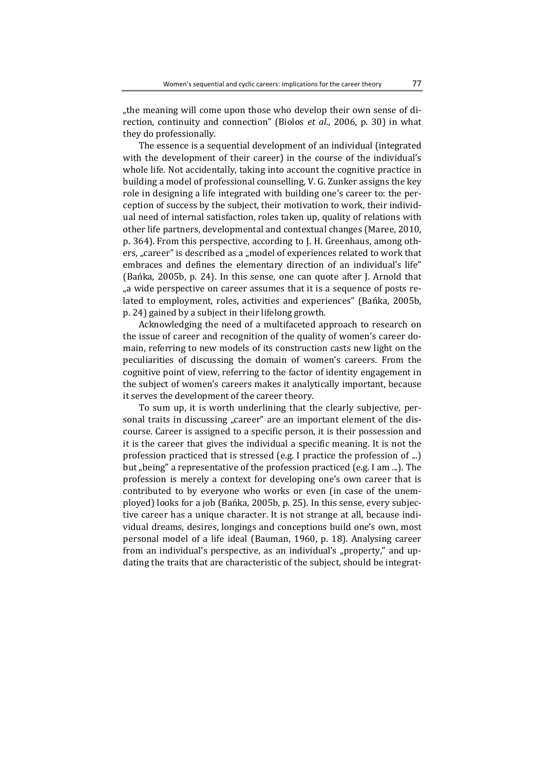„the meaning will come upon those who develop their own sense of direction, continuity and connection" (Biolos *et al*., 2006, p. 30) in what they do professionally.

The essence is a sequential development of an individual (integrated with the development of their career) in the course of the individual's whole life. Not accidentally, taking into account the cognitive practice in building a model of professional counselling, V. G. Zunker assigns the key role in designing a life integrated with building one's career to: the perception of success by the subject, their motivation to work, their individual need of internal satisfaction, roles taken up, quality of relations with other life partners, developmental and contextual changes (Maree, 2010, p. 364). From this perspective, according to J. H. Greenhaus, among others, „career" is described as a „model of experiences related to work that embraces and defines the elementary direction of an individual's life" (Bańka, 2005b, p. 24). In this sense, one can quote after J. Arnold that „a wide perspective on career assumes that it is a sequence of posts related to employment, roles, activities and experiences" (Bańka, 2005b, p. 24) gained by a subject in their lifelong growth.

Acknowledging the need of a multifaceted approach to research on the issue of career and recognition of the quality of women's career domain, referring to new models of its construction casts new light on the peculiarities of discussing the domain of women's careers. From the cognitive point of view, referring to the factor of identity engagement in the subject of women's careers makes it analytically important, because it serves the development of the career theory.

To sum up, it is worth underlining that the clearly subjective, personal traits in discussing „career" are an important element of the discourse. Career is assigned to a specific person, it is their possession and it is the career that gives the individual a specific meaning. It is not the profession practiced that is stressed (e.g. I practice the profession of ...) but „being" a representative of the profession practiced (e.g. I am ...). The profession is merely a context for developing one's own career that is contributed to by everyone who works or even (in case of the unemployed) looks for a job (Bańka, 2005b, p. 25). In this sense, every subjective career has a unique character. It is not strange at all, because individual dreams, desires, longings and conceptions build one's own, most personal model of a life ideal (Bauman, 1960, p. 18). Analysing career from an individual's perspective, as an individual's „property," and updating the traits that are characteristic of the subject, should be integrat-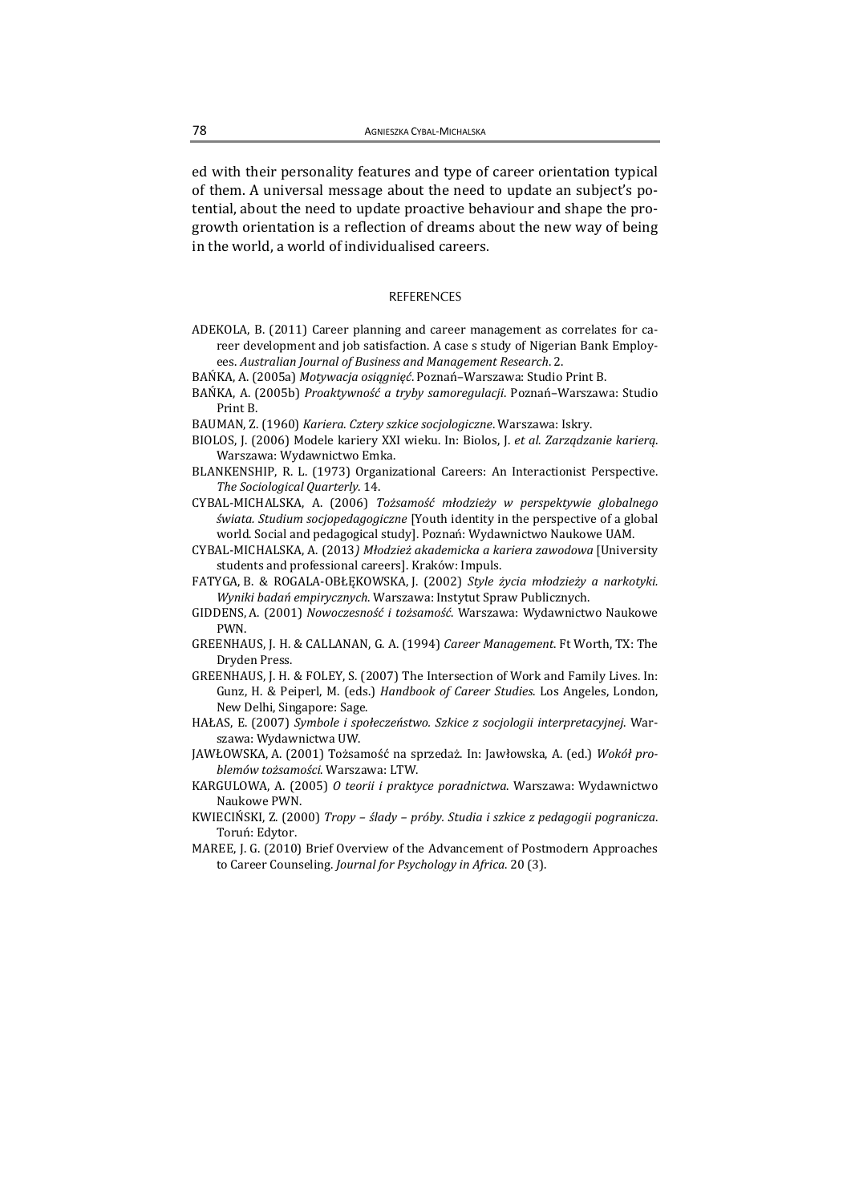ed with their personality features and type of career orientation typical of them. A universal message about the need to update an subject's potential, about the need to update proactive behaviour and shape the pro-growth orientation is a reflection of dreams about the new way of being in the world, a world of individualised careers.

## REFERENCES

ADEKOLA, B. (2011) Career planning and career management as correlates for career development and job satisfaction. A case s study of Nigerian Bank Employees. *Australian Journal of Business and Management Research*. 2.

BAŃKA, A. (2005a) *Motywacja osiągnięć*. Poznań–Warszawa: Studio Print B.

BAŃKA, A. (2005b) *Proaktywność a tryby samoregulacji*. Poznań–Warszawa: Studio Print B.

BAUMAN, Z. (1960) *Kariera. Cztery szkice socjologiczne*. Warszawa: Iskry.

BIOLOS, J. (2006) Modele kariery XXI wieku. In: Biolos, J. *et al. Zarządzanie karierą*. Warszawa: Wydawnictwo Emka.

BLANKENSHIP, R. L. (1973) Organizational Careers: An Interactionist Perspective. *The Sociological Quarterly*. 14.

CYBAL-MICHALSKA, A. (2006) *Tożsamość młodzieży w perspektywie globalnego świata. Studium socjopedagogiczne* [Youth identity in the perspective of a global world. Social and pedagogical study]. Poznań: Wydawnictwo Naukowe UAM.

CYBAL-MICHALSKA, A. (2013*) Młodzież akademicka a kariera zawodowa* [University students and professional careers]. Kraków: Impuls.

FATYGA, B. & ROGALA-OBŁĘKOWSKA, J. (2002) *Style życia młodzieży a narkotyki. Wyniki badań empirycznych*. Warszawa: Instytut Spraw Publicznych.

GIDDENS, A. (2001) *Nowoczesność i tożsamość*. Warszawa: Wydawnictwo Naukowe PWN.

GREENHAUS, J. H. & CALLANAN, G. A. (1994) *Career Management*. Ft Worth, TX: The Dryden Press.

GREENHAUS, J. H. & FOLEY, S. (2007) The Intersection of Work and Family Lives. In: Gunz, H. & Peiperl, M. (eds.) *Handbook of Career Studies*. Los Angeles, London, New Delhi, Singapore: Sage.

HAŁAS, E. (2007) *Symbole i społeczeństwo. Szkice z socjologii interpretacyjnej*. Warszawa: Wydawnictwa UW.

JAWŁOWSKA, A. (2001) Tożsamość na sprzedaż. In: Jawłowska, A. (ed.) *Wokół problemów tożsamości*. Warszawa: LTW.

KARGULOWA, A. (2005) *O teorii i praktyce poradnictwa*. Warszawa: Wydawnictwo Naukowe PWN.

KWIECIŃSKI, Z. (2000) *Tropy – ślady – próby. Studia i szkice z pedagogii pogranicza*. Toruń: Edytor.

MAREE, J. G. (2010) Brief Overview of the Advancement of Postmodern Approaches to Career Counseling. *Journal for Psychology in Africa*. 20 (3).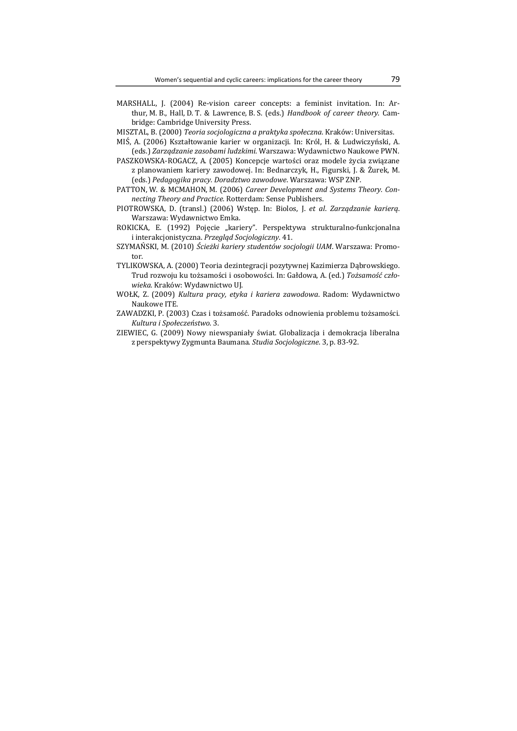MARSHALL, J. (2004) Re-vision career concepts: a feminist invitation. In: Arthur, M. B., Hall, D. T. & Lawrence, B. S. (eds.) *Handbook of career theory*. Cambridge: Cambridge University Press.

MISZTAL, B. (2000) *Teoria socjologiczna a praktyka społeczna*. Kraków: Universitas.

MIŚ, A. (2006) Kształtowanie karier w organizacji. In: Król, H. & Ludwiczyński, A. (eds.) *Zarządzanie zasobami ludzkimi*. Warszawa: Wydawnictwo Naukowe PWN.

PASZKOWSKA-ROGACZ, A. (2005) Koncepcje wartości oraz modele życia związane z planowaniem kariery zawodowej. In: Bednarczyk, H., Figurski, J. & Żurek, M. (eds.) *Pedagogika pracy. Doradztwo zawodowe*. Warszawa: WSP ZNP.

PATTON, W. & MCMAHON, M. (2006) *Career Development and Systems Theory. Connecting Theory and Practice*. Rotterdam: Sense Publishers.

PIOTROWSKA, D. (transl.) (2006) Wstęp. In: Biolos, J. *et al*. *Zarządzanie karierą*. Warszawa: Wydawnictwo Emka.

ROKICKA, E. (1992) Pojęcie „kariery". Perspektywa strukturalno-funkcjonalna i interakcjonistyczna. *Przegląd Socjologiczny*. 41.

SZYMAŃSKI, M. (2010) *Ścieżki kariery studentów socjologii UAM*. Warszawa: Promotor.

TYLIKOWSKA, A. (2000) Teoria dezintegracji pozytywnej Kazimierza Dąbrowskiego. Trud rozwoju ku tożsamości i osobowości. In: Gałdowa, A. (ed.) *Tożsamość człowieka*. Kraków: Wydawnictwo UJ.

WOŁK, Z. (2009) *Kultura pracy, etyka i kariera zawodowa*. Radom: Wydawnictwo Naukowe ITE.

ZAWADZKI, P. (2003) Czas i tożsamość. Paradoks odnowienia problemu tożsamości. *Kultura i Społeczeństwo*. 3.

ZIEWIEC, G. (2009) Nowy niewspaniały świat. Globalizacja i demokracja liberalna z perspektywy Zygmunta Baumana. *Studia Socjologiczne*. 3, p. 83-92.